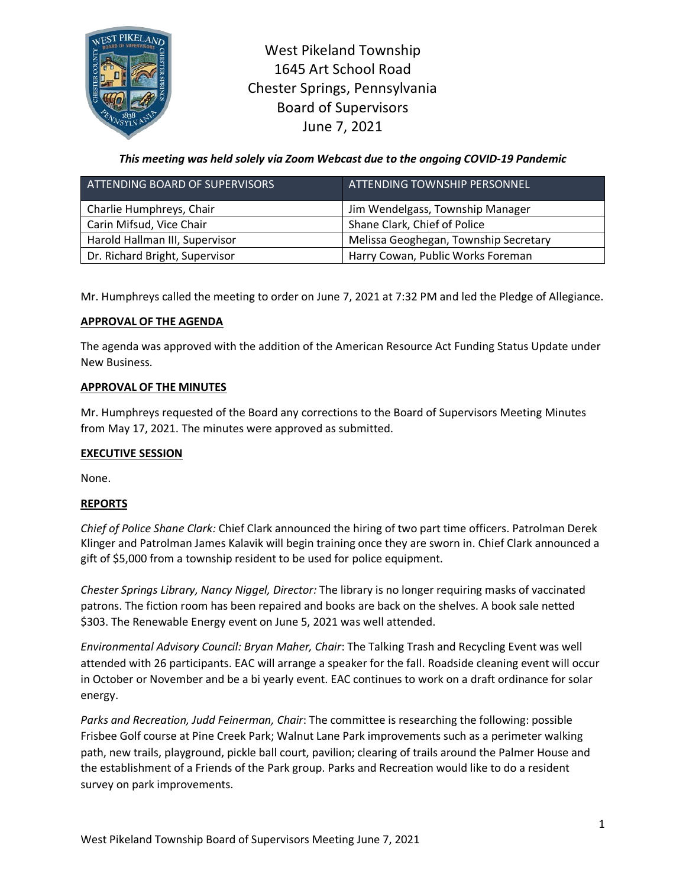# West Pikeland Township
## 1645 Art School Road
## Chester Springs, Pennsylvania
## Board of Supervisors
## June 7, 2021

***This meeting was held solely via Zoom Webcast due to the ongoing COVID-19 Pandemic***

| ATTENDING BOARD OF SUPERVISORS | ATTENDING TOWNSHIP PERSONNEL |
|---|---|
| Charlie Humphreys, Chair | Jim Wendelgass, Township Manager |
| Carin Mifsud, Vice Chair | Shane Clark, Chief of Police |
| Harold Hallman III, Supervisor | Melissa Geoghegan, Township Secretary |
| Dr. Richard Bright, Supervisor | Harry Cowan, Public Works Foreman |

Mr. Humphreys called the meeting to order on June 7, 2021 at 7:32 PM and led the Pledge of Allegiance.

**APPROVAL OF THE AGENDA**

The agenda was approved with the addition of the American Resource Act Funding Status Update under New Business.

**APPROVAL OF THE MINUTES**

Mr. Humphreys requested of the Board any corrections to the Board of Supervisors Meeting Minutes from May 17, 2021. The minutes were approved as submitted.

**EXECUTIVE SESSION**

None.

**REPORTS**

*Chief of Police Shane Clark:* Chief Clark announced the hiring of two part time officers. Patrolman Derek Klinger and Patrolman James Kalavik will begin training once they are sworn in. Chief Clark announced a gift of $5,000 from a township resident to be used for police equipment.

*Chester Springs Library, Nancy Niggel, Director:* The library is no longer requiring masks of vaccinated patrons. The fiction room has been repaired and books are back on the shelves. A book sale netted $303. The Renewable Energy event on June 5, 2021 was well attended.

*Environmental Advisory Council: Bryan Maher, Chair*: The Talking Trash and Recycling Event was well attended with 26 participants. EAC will arrange a speaker for the fall. Roadside cleaning event will occur in October or November and be a bi yearly event. EAC continues to work on a draft ordinance for solar energy.

*Parks and Recreation, Judd Feinerman, Chair*: The committee is researching the following: possible Frisbee Golf course at Pine Creek Park; Walnut Lane Park improvements such as a perimeter walking path, new trails, playground, pickle ball court, pavilion; clearing of trails around the Palmer House and the establishment of a Friends of the Park group. Parks and Recreation would like to do a resident survey on park improvements.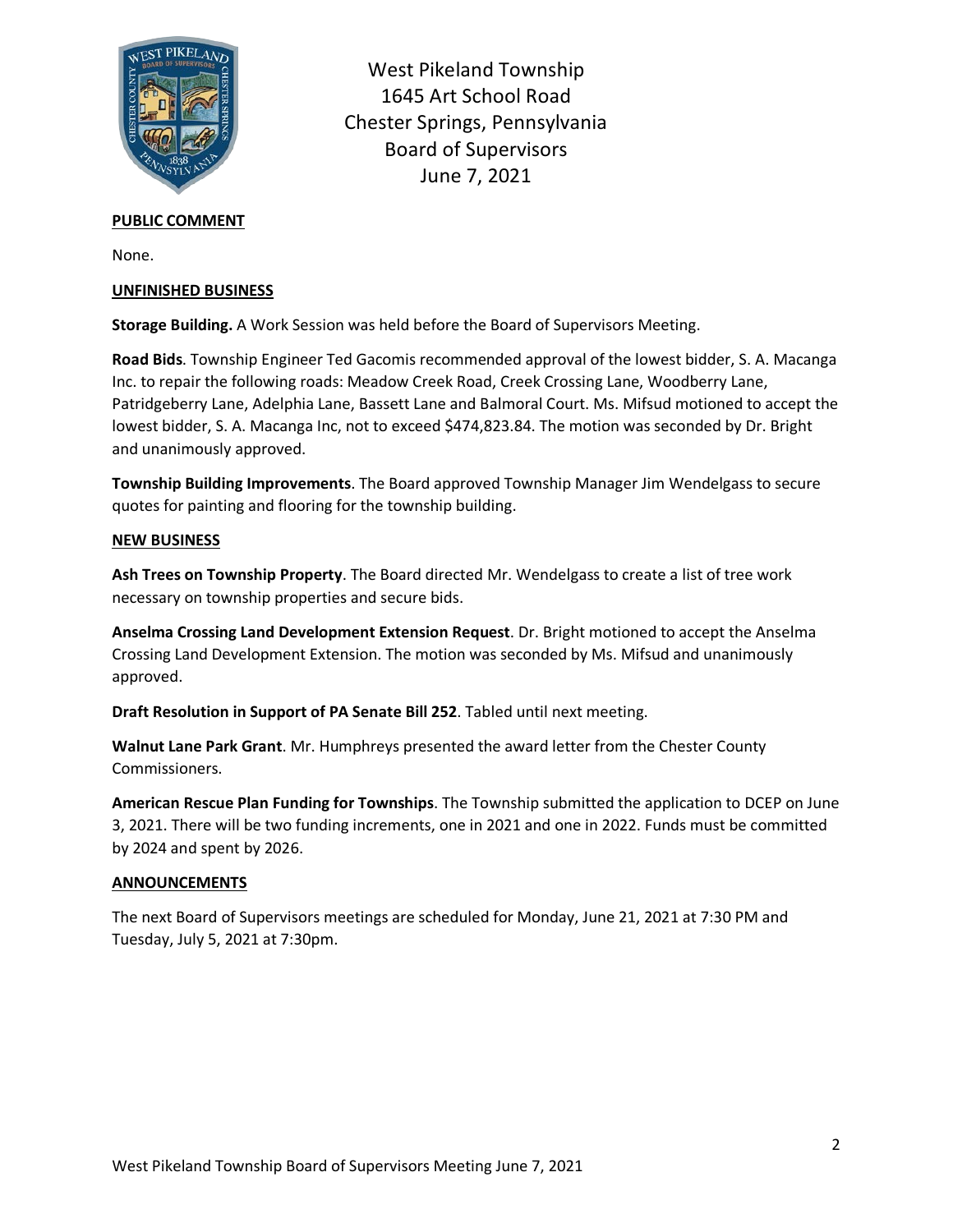**PUBLIC COMMENT**

None.

**UNFINISHED BUSINESS**

**Storage Building.** A Work Session was held before the Board of Supervisors Meeting.

**Road Bids**. Township Engineer Ted Gacomis recommended approval of the lowest bidder, S. A. Macanga Inc. to repair the following roads: Meadow Creek Road, Creek Crossing Lane, Woodberry Lane, Patridgeberry Lane, Adelphia Lane, Bassett Lane and Balmoral Court. Ms. Mifsud motioned to accept the lowest bidder, S. A. Macanga Inc, not to exceed $474,823.84. The motion was seconded by Dr. Bright and unanimously approved.

**Township Building Improvements**. The Board approved Township Manager Jim Wendelgass to secure quotes for painting and flooring for the township building.

**NEW BUSINESS**

**Ash Trees on Township Property**. The Board directed Mr. Wendelgass to create a list of tree work necessary on township properties and secure bids.

**Anselma Crossing Land Development Extension Request**. Dr. Bright motioned to accept the Anselma Crossing Land Development Extension. The motion was seconded by Ms. Mifsud and unanimously approved.

**Draft Resolution in Support of PA Senate Bill 252**. Tabled until next meeting.

**Walnut Lane Park Grant**. Mr. Humphreys presented the award letter from the Chester County Commissioners.

**American Rescue Plan Funding for Townships**. The Township submitted the application to DCEP on June 3, 2021. There will be two funding increments, one in 2021 and one in 2022. Funds must be committed by 2024 and spent by 2026.

**ANNOUNCEMENTS**

The next Board of Supervisors meetings are scheduled for Monday, June 21, 2021 at 7:30 PM and Tuesday, July 5, 2021 at 7:30pm.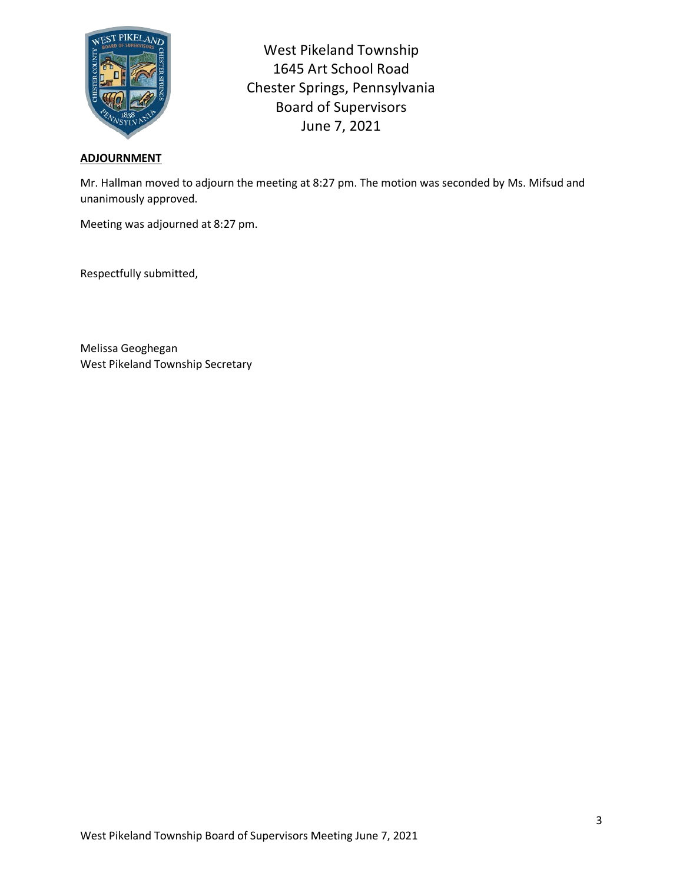## ADJOURNMENT

Mr. Hallman moved to adjourn the meeting at 8:27 pm. The motion was seconded by Ms. Mifsud and unanimously approved.

Meeting was adjourned at 8:27 pm.

Respectfully submitted,

Melissa Geoghegan
West Pikeland Township Secretary